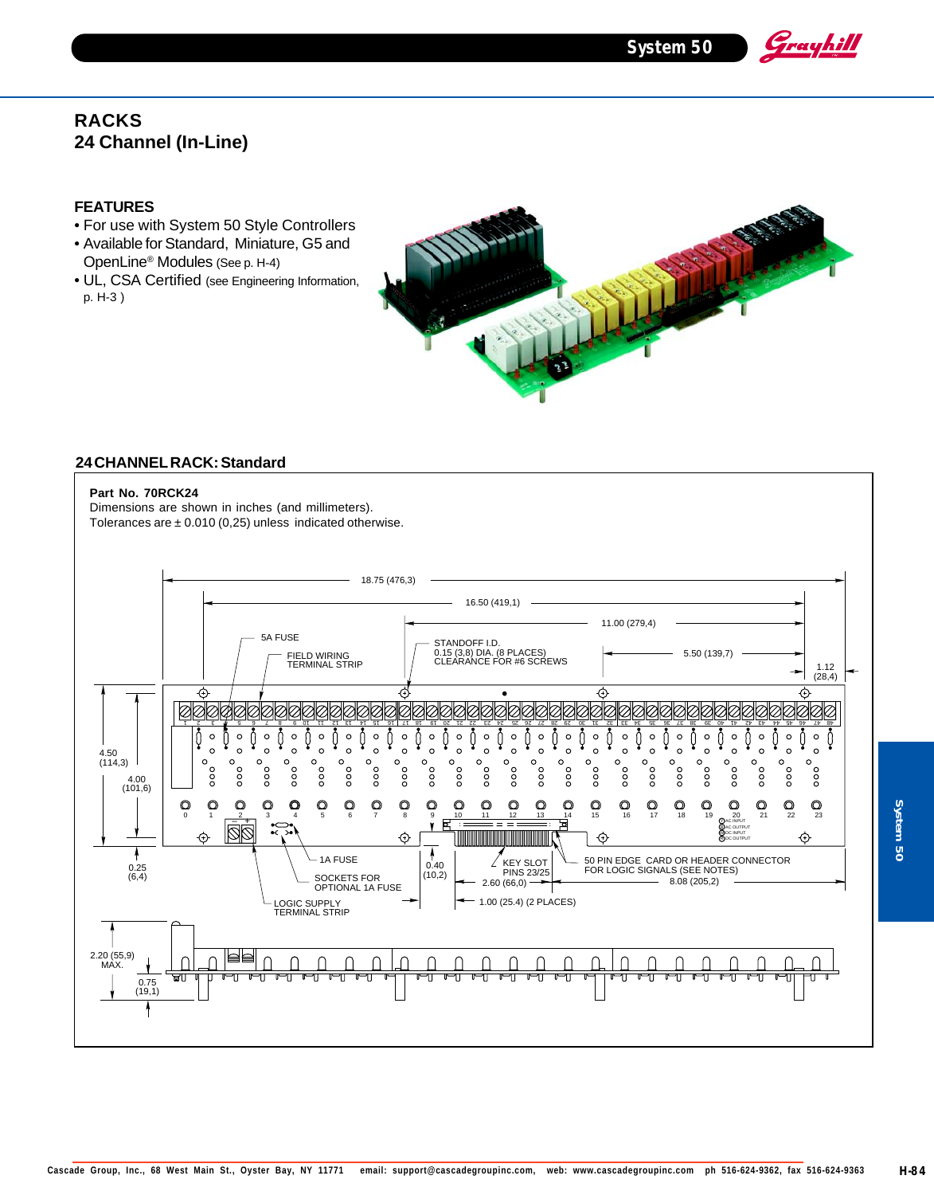# RACKS

## 24 Channel (In-Line)

### FEATURES

- For use with System 50 Style Controllers
- Available for Standard, Miniature, G5 and OpenLine® Modules (See p. H-4)
- UL, CSA Certified (see Engineering Information, p. H-3 )

### 24 CHANNEL RACK: Standard

**Part No. 70RCK24**

Dimensions are shown in inches (and millimeters).
Tolerances are ± 0.010 (0,25) unless indicated otherwise.

18.75 (476,3)
16.50 (419,1)
11.00 (279,4)
5.50 (139,7)
1.12 (28,4)
5A FUSE
FIELD WIRING TERMINAL STRIP
STANDOFF I.D. 0.15 (3,8) DIA. (8 PLACES) CLEARANCE FOR #6 SCREWS
4.50 (114,3)
4.00 (101,6)
0.25 (6,4)
1A FUSE
SOCKETS FOR OPTIONAL 1A FUSE
LOGIC SUPPLY TERMINAL STRIP
0.40 (10,2)
KEY SLOT PINS 23/25
2.60 (66,0)
1.00 (25.4) (2 PLACES)
50 PIN EDGE CARD OR HEADER CONNECTOR FOR LOGIC SIGNALS (SEE NOTES)
8.08 (205,2)
2.20 (55,9) MAX.
0.75 (19,1)

Cascade Group, Inc., 68 West Main St., Oyster Bay, NY 11771 email: support@cascadegroupinc.com, web: www.cascadegroupinc.com ph 516-624-9362, fax 516-624-9363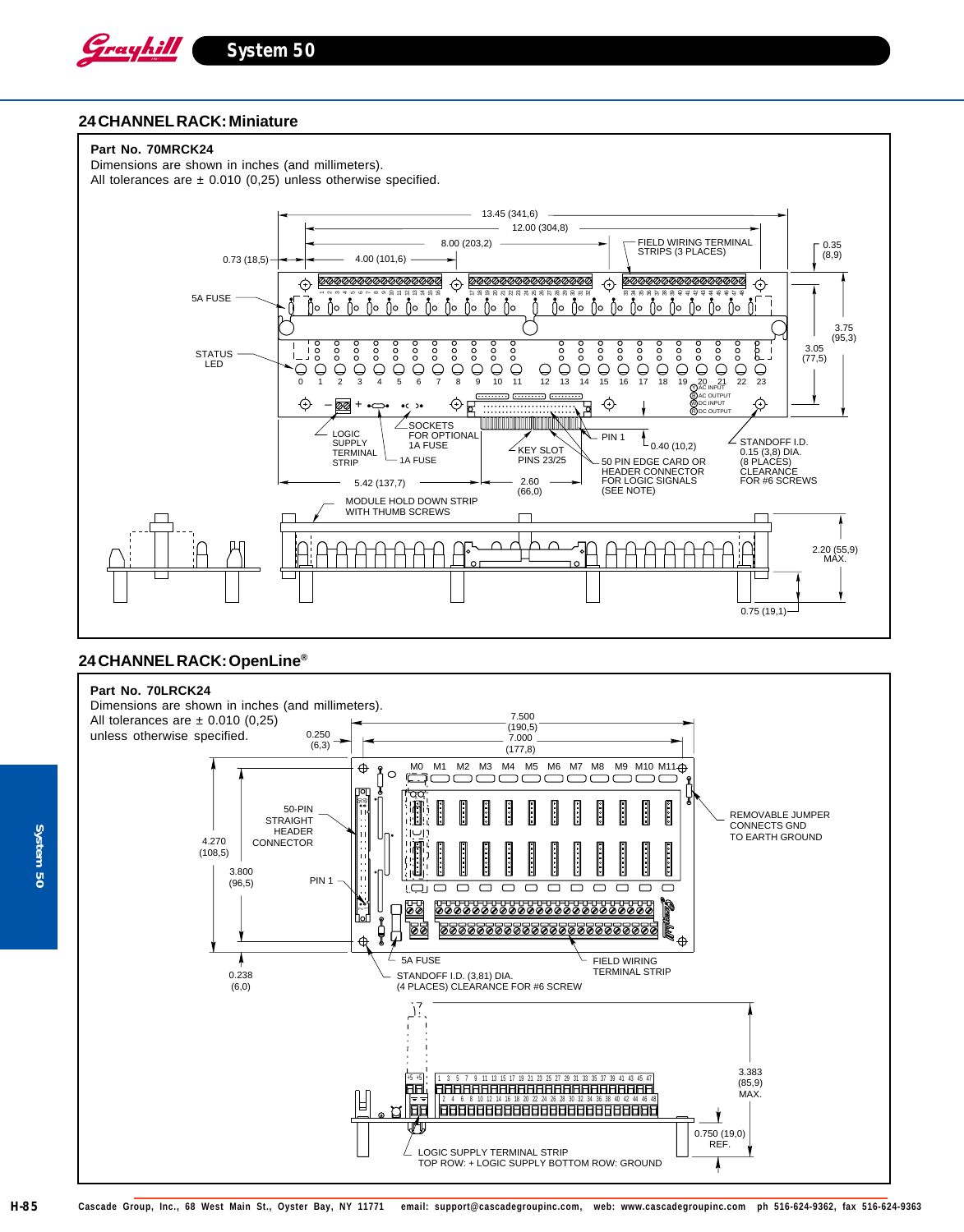## 24 CHANNEL RACK: Miniature

**Part No. 70MRCK24**

Dimensions are shown in inches (and millimeters).

All tolerances are ± 0.010 (0,25) unless otherwise specified.

13.45 (341,6)
12.00 (304,8)
8.00 (203,2)
4.00 (101,6)
0.73 (18,5)
FIELD WIRING TERMINAL STRIPS (3 PLACES)
0.35 (8,9)
5A FUSE
3.75 (95,3)
3.05 (77,5)
STATUS LED
LOGIC SUPPLY TERMINAL STRIP
SOCKETS FOR OPTIONAL 1A FUSE
1A FUSE
KEY SLOT PINS 23/25
PIN 1
0.40 (10,2)
50 PIN EDGE CARD OR HEADER CONNECTOR FOR LOGIC SIGNALS (SEE NOTE)
STANDOFF I.D. 0.15 (3,8) DIA. (8 PLACES) CLEARANCE FOR #6 SCREWS
5.42 (137,7)
2.60 (66,0)
MODULE HOLD DOWN STRIP WITH THUMB SCREWS
2.20 (55,9) MAX.
0.75 (19,1)

## 24 CHANNEL RACK: OpenLine®

**Part No. 70LRCK24**

Dimensions are shown in inches (and millimeters).

All tolerances are ± 0.010 (0,25) unless otherwise specified.

0.250 (6,3)
7.500 (190,5)
7.000 (177,8)
50-PIN STRAIGHT HEADER CONNECTOR
4.270 (108,5)
3.800 (96,5)
PIN 1
REMOVABLE JUMPER CONNECTS GND TO EARTH GROUND
0.238 (6,0)
5A FUSE
STANDOFF I.D. (3,81) DIA. (4 PLACES) CLEARANCE FOR #6 SCREW
FIELD WIRING TERMINAL STRIP
3.383 (85,9) MAX.
0.750 (19,0) REF.
LOGIC SUPPLY TERMINAL STRIP
TOP ROW: + LOGIC SUPPLY BOTTOM ROW: GROUND

Cascade Group, Inc., 68 West Main St., Oyster Bay, NY 11771 email: support@cascadegroupinc.com, web: www.cascadegroupinc.com ph 516-624-9362, fax 516-624-9363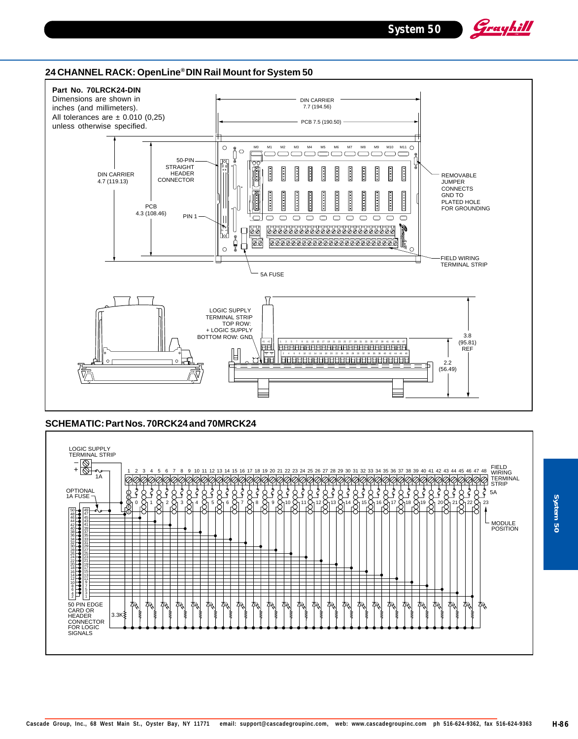## 24 CHANNEL RACK: OpenLine® DIN Rail Mount for System 50

**Part No. 70LRCK24-DIN**

Dimensions are shown in inches (and millimeters).

All tolerances are ± 0.010 (0,25) unless otherwise specified.

DIN CARRIER 7.7 (194.56)

PCB 7.5 (190.50)

DIN CARRIER 4.7 (119.13)

PCB 4.3 (108.46)

50-PIN STRAIGHT HEADER CONNECTOR

PIN 1

REMOVABLE JUMPER CONNECTS GND TO PLATED HOLE FOR GROUNDING

FIELD WIRING TERMINAL STRIP

5A FUSE

LOGIC SUPPLY TERMINAL STRIP TOP ROW: + LOGIC SUPPLY BOTTOM ROW: GND

3.8 (95.81) REF

2.2 (56.49)

## SCHEMATIC: Part Nos. 70RCK24 and 70MRCK24

LOGIC SUPPLY TERMINAL STRIP

OPTIONAL 1A FUSE

FIELD WIRING TERMINAL STRIP

5A

MODULE POSITION

50 PIN EDGE CARD OR HEADER CONNECTOR FOR LOGIC SIGNALS

3.3K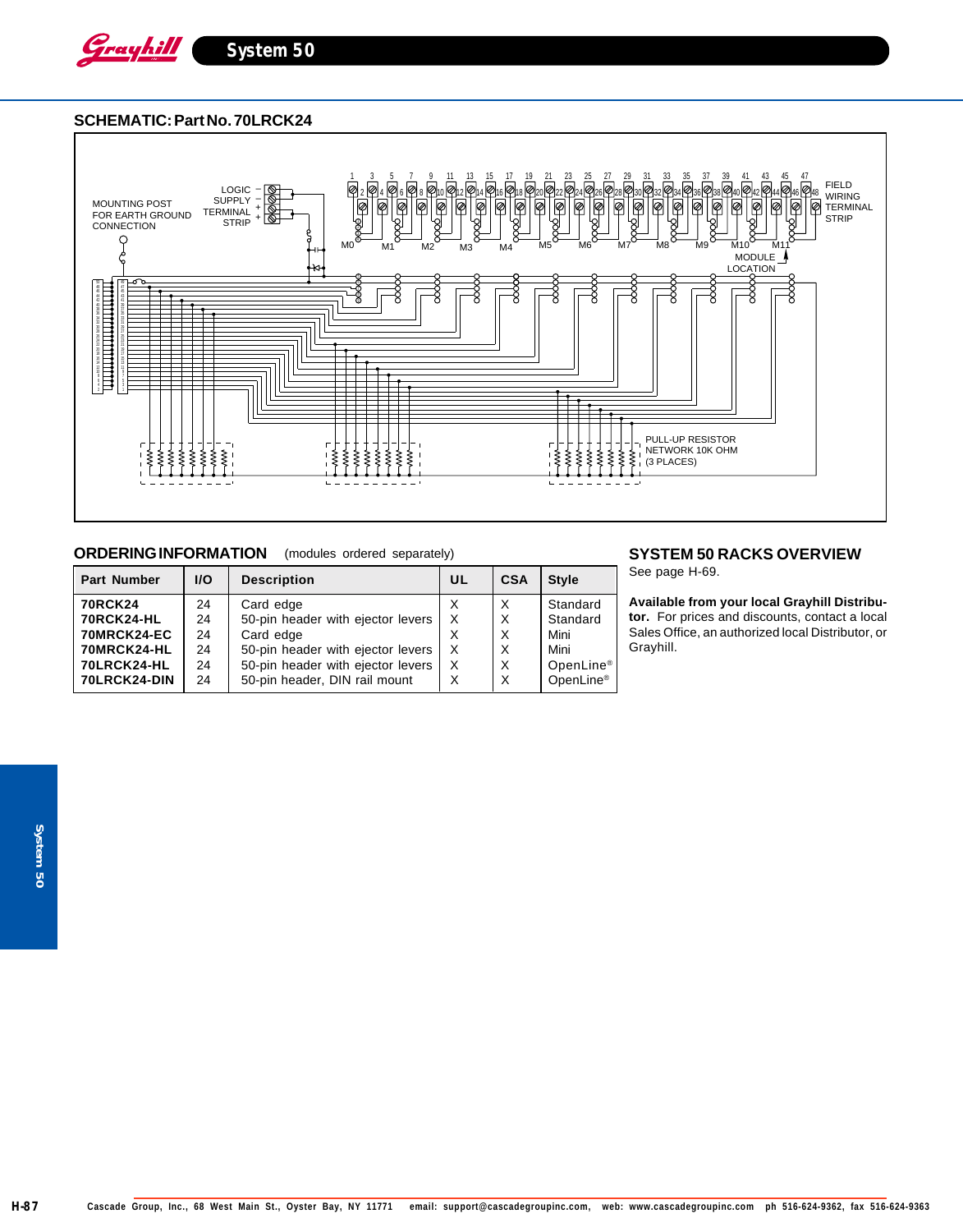## SCHEMATIC: Part No. 70LRCK24

MOUNTING POST FOR EARTH GROUND CONNECTION

LOGIC SUPPLY TERMINAL STRIP

FIELD WIRING TERMINAL STRIP

M0 M1 M2 M3 M4 M5 M6 M7 M8 M9 M10 M11

MODULE LOCATION

PULL-UP RESISTOR NETWORK 10K OHM (3 PLACES)

## ORDERING INFORMATION (modules ordered separately)

| Part Number | I/O | Description | UL | CSA | Style |
|---|---|---|---|---|---|
| 70RCK24 | 24 | Card edge | X | X | Standard |
| 70RCK24-HL | 24 | 50-pin header with ejector levers | X | X | Standard |
| 70MRCK24-EC | 24 | Card edge | X | X | Mini |
| 70MRCK24-HL | 24 | 50-pin header with ejector levers | X | X | Mini |
| 70LRCK24-HL | 24 | 50-pin header with ejector levers | X | X | OpenLine® |
| 70LRCK24-DIN | 24 | 50-pin header, DIN rail mount | X | X | OpenLine® |

## SYSTEM 50 RACKS OVERVIEW

See page H-69.

**Available from your local Grayhill Distributor.** For prices and discounts, contact a local Sales Office, an authorized local Distributor, or Grayhill.